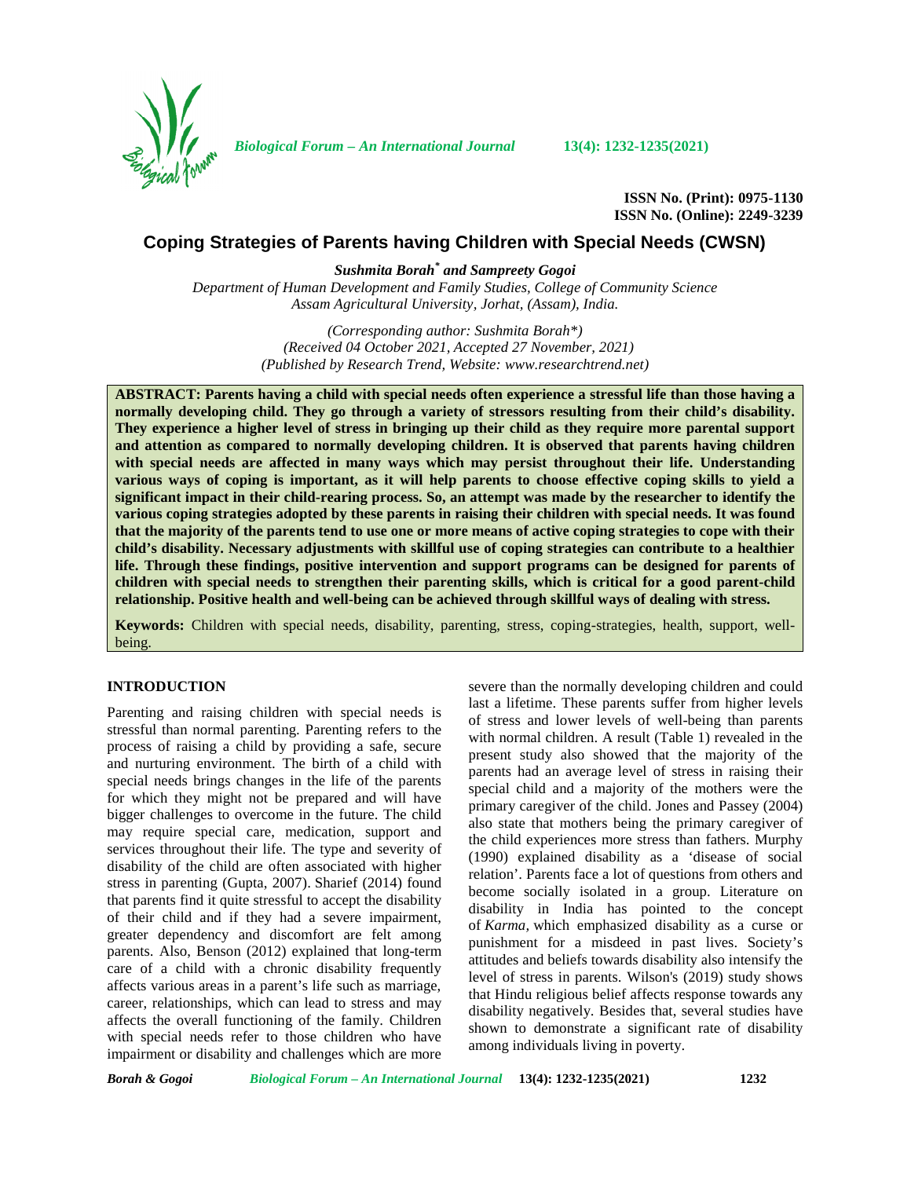ISSN No. (Print): 0975-1130
ISSN No. (Online): 2249-3239

# Coping Strategies of Parents having Children with Special Needs (CWSN)

***Sushmita Borah[\*] and Sampreety Gogoi***

*Department of Human Development and Family Studies, College of Community Science*
*Assam Agricultural University, Jorhat, (Assam), India.*

*(Corresponding author: Sushmita Borah\*)*
*(Received 04 October 2021, Accepted 27 November, 2021)*
*(Published by Research Trend, Website: www.researchtrend.net)*

**ABSTRACT: Parents having a child with special needs often experience a stressful life than those having a normally developing child. They go through a variety of stressors resulting from their child's disability. They experience a higher level of stress in bringing up their child as they require more parental support and attention as compared to normally developing children. It is observed that parents having children with special needs are affected in many ways which may persist throughout their life. Understanding various ways of coping is important, as it will help parents to choose effective coping skills to yield a significant impact in their child-rearing process. So, an attempt was made by the researcher to identify the various coping strategies adopted by these parents in raising their children with special needs. It was found that the majority of the parents tend to use one or more means of active coping strategies to cope with their child's disability. Necessary adjustments with skillful use of coping strategies can contribute to a healthier life. Through these findings, positive intervention and support programs can be designed for parents of children with special needs to strengthen their parenting skills, which is critical for a good parent-child relationship. Positive health and well-being can be achieved through skillful ways of dealing with stress.**

**Keywords:** Children with special needs, disability, parenting, stress, coping-strategies, health, support, well-being.

## INTRODUCTION

Parenting and raising children with special needs is stressful than normal parenting. Parenting refers to the process of raising a child by providing a safe, secure and nurturing environment. The birth of a child with special needs brings changes in the life of the parents for which they might not be prepared and will have bigger challenges to overcome in the future. The child may require special care, medication, support and services throughout their life. The type and severity of disability of the child are often associated with higher stress in parenting (Gupta, 2007). Sharief (2014) found that parents find it quite stressful to accept the disability of their child and if they had a severe impairment, greater dependency and discomfort are felt among parents. Also, Benson (2012) explained that long-term care of a child with a chronic disability frequently affects various areas in a parent's life such as marriage, career, relationships, which can lead to stress and may affects the overall functioning of the family. Children with special needs refer to those children who have impairment or disability and challenges which are more severe than the normally developing children and could last a lifetime. These parents suffer from higher levels of stress and lower levels of well-being than parents with normal children. A result (Table 1) revealed in the present study also showed that the majority of the parents had an average level of stress in raising their special child and a majority of the mothers were the primary caregiver of the child. Jones and Passey (2004) also state that mothers being the primary caregiver of the child experiences more stress than fathers. Murphy (1990) explained disability as a 'disease of social relation'. Parents face a lot of questions from others and become socially isolated in a group. Literature on disability in India has pointed to the concept of *Karma,* which emphasized disability as a curse or punishment for a misdeed in past lives. Society's attitudes and beliefs towards disability also intensify the level of stress in parents. Wilson's (2019) study shows that Hindu religious belief affects response towards any disability negatively. Besides that, several studies have shown to demonstrate a significant rate of disability among individuals living in poverty.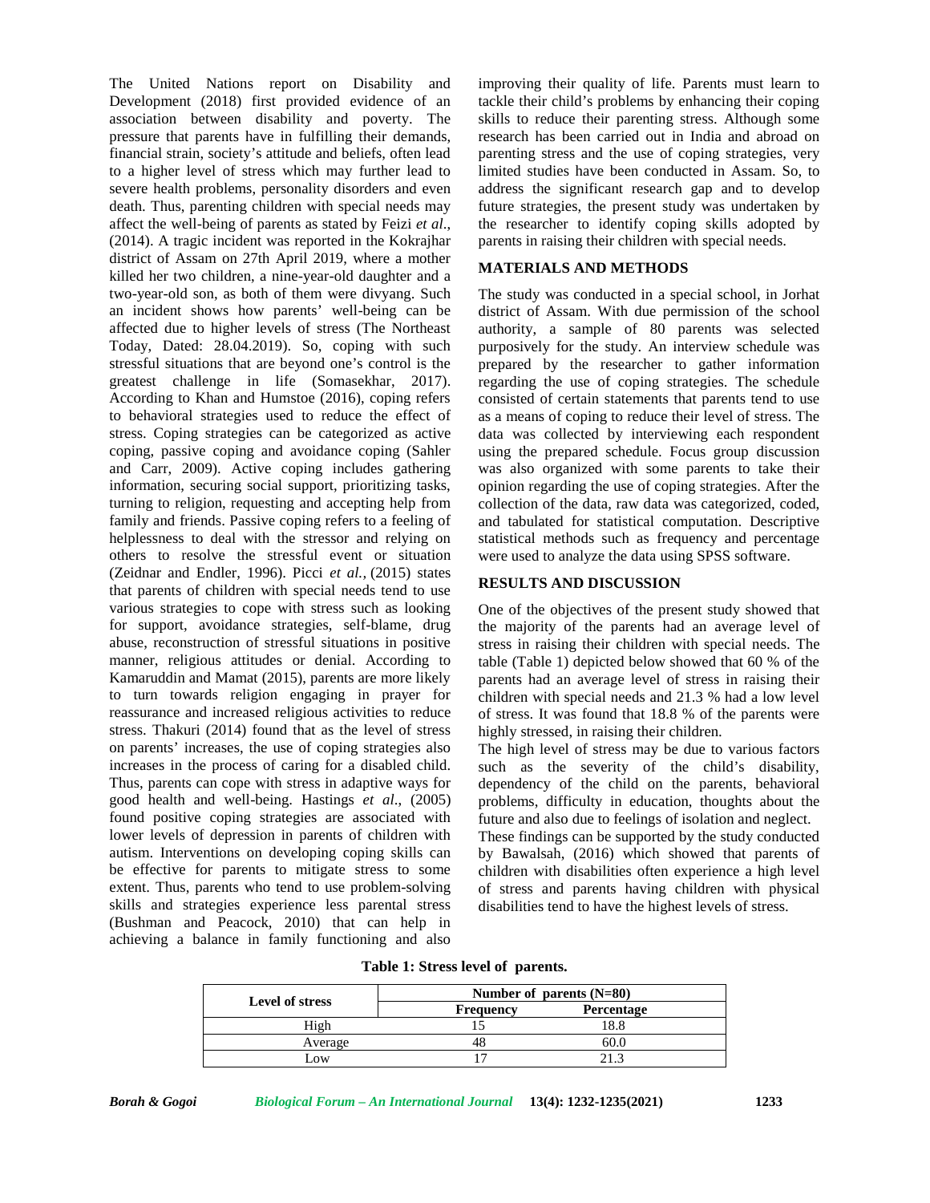The United Nations report on Disability and Development (2018) first provided evidence of an association between disability and poverty. The pressure that parents have in fulfilling their demands, financial strain, society's attitude and beliefs, often lead to a higher level of stress which may further lead to severe health problems, personality disorders and even death. Thus, parenting children with special needs may affect the well-being of parents as stated by Feizi *et al*., (2014). A tragic incident was reported in the Kokrajhar district of Assam on 27th April 2019, where a mother killed her two children, a nine-year-old daughter and a two-year-old son, as both of them were divyang. Such an incident shows how parents' well-being can be affected due to higher levels of stress (The Northeast Today, Dated: 28.04.2019). So, coping with such stressful situations that are beyond one's control is the greatest challenge in life (Somasekhar, 2017). According to Khan and Humstoe (2016), coping refers to behavioral strategies used to reduce the effect of stress. Coping strategies can be categorized as active coping, passive coping and avoidance coping (Sahler and Carr, 2009). Active coping includes gathering information, securing social support, prioritizing tasks, turning to religion, requesting and accepting help from family and friends. Passive coping refers to a feeling of helplessness to deal with the stressor and relying on others to resolve the stressful event or situation (Zeidnar and Endler, 1996). Picci *et al.,* (2015) states that parents of children with special needs tend to use various strategies to cope with stress such as looking for support, avoidance strategies, self-blame, drug abuse, reconstruction of stressful situations in positive manner, religious attitudes or denial. According to Kamaruddin and Mamat (2015), parents are more likely to turn towards religion engaging in prayer for reassurance and increased religious activities to reduce stress. Thakuri (2014) found that as the level of stress on parents' increases, the use of coping strategies also increases in the process of caring for a disabled child. Thus, parents can cope with stress in adaptive ways for good health and well-being. Hastings *et al*., (2005) found positive coping strategies are associated with lower levels of depression in parents of children with autism. Interventions on developing coping skills can be effective for parents to mitigate stress to some extent. Thus, parents who tend to use problem-solving skills and strategies experience less parental stress (Bushman and Peacock, 2010) that can help in achieving a balance in family functioning and also improving their quality of life. Parents must learn to tackle their child's problems by enhancing their coping skills to reduce their parenting stress. Although some research has been carried out in India and abroad on parenting stress and the use of coping strategies, very limited studies have been conducted in Assam. So, to address the significant research gap and to develop future strategies, the present study was undertaken by the researcher to identify coping skills adopted by parents in raising their children with special needs.

## MATERIALS AND METHODS

The study was conducted in a special school, in Jorhat district of Assam. With due permission of the school authority, a sample of 80 parents was selected purposively for the study. An interview schedule was prepared by the researcher to gather information regarding the use of coping strategies. The schedule consisted of certain statements that parents tend to use as a means of coping to reduce their level of stress. The data was collected by interviewing each respondent using the prepared schedule. Focus group discussion was also organized with some parents to take their opinion regarding the use of coping strategies. After the collection of the data, raw data was categorized, coded, and tabulated for statistical computation. Descriptive statistical methods such as frequency and percentage were used to analyze the data using SPSS software.

## RESULTS AND DISCUSSION

One of the objectives of the present study showed that the majority of the parents had an average level of stress in raising their children with special needs. The table (Table 1) depicted below showed that 60 % of the parents had an average level of stress in raising their children with special needs and 21.3 % had a low level of stress. It was found that 18.8 % of the parents were highly stressed, in raising their children.

The high level of stress may be due to various factors such as the severity of the child's disability, dependency of the child on the parents, behavioral problems, difficulty in education, thoughts about the future and also due to feelings of isolation and neglect.

These findings can be supported by the study conducted by Bawalsah, (2016) which showed that parents of children with disabilities often experience a high level of stress and parents having children with physical disabilities tend to have the highest levels of stress.

**Table 1: Stress level of parents.**

| Level of stress | Number of parents (N=80) | |
|---|---|---|
| | **Frequency** | **Percentage** |
| High | 15 | 18.8 |
| Average | 48 | 60.0 |
| Low | 17 | 21.3 |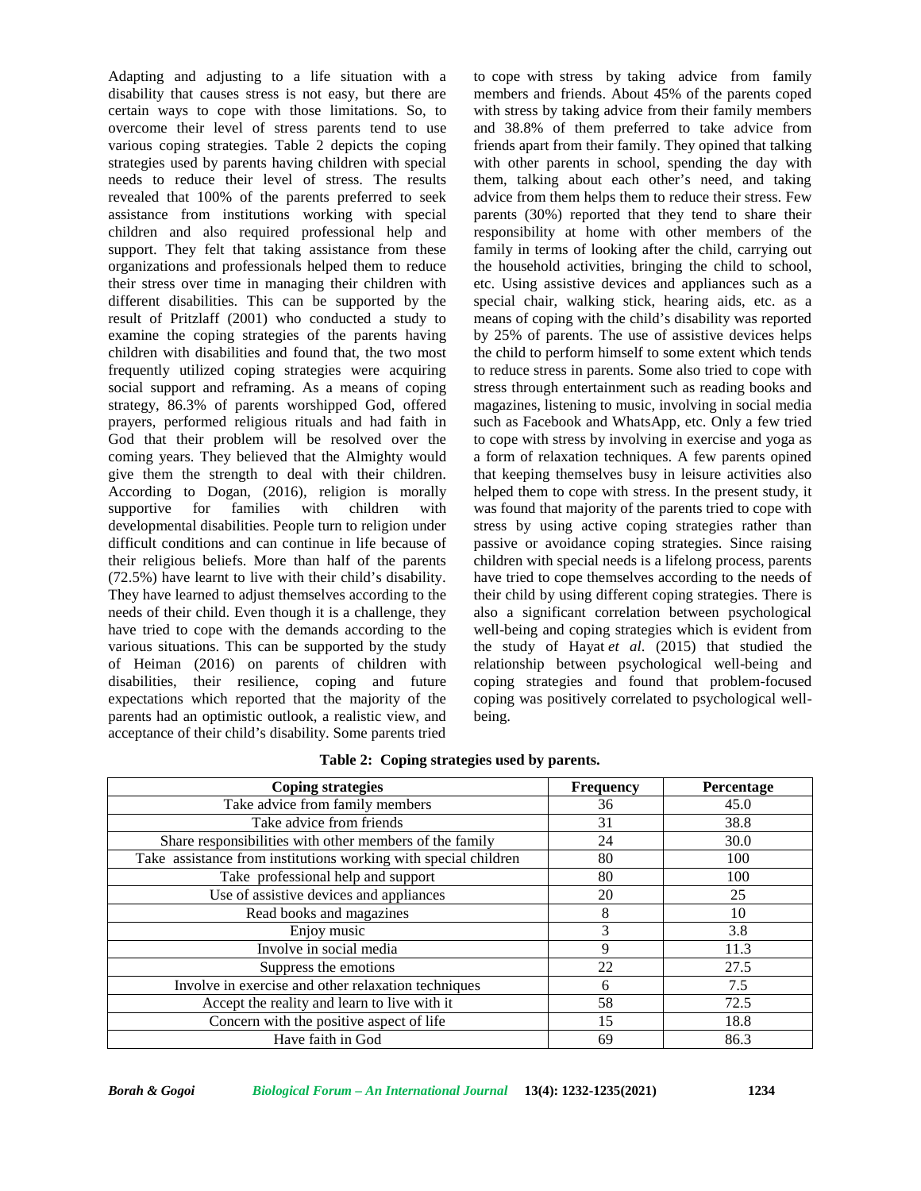Adapting and adjusting to a life situation with a disability that causes stress is not easy, but there are certain ways to cope with those limitations. So, to overcome their level of stress parents tend to use various coping strategies. Table 2 depicts the coping strategies used by parents having children with special needs to reduce their level of stress. The results revealed that 100% of the parents preferred to seek assistance from institutions working with special children and also required professional help and support. They felt that taking assistance from these organizations and professionals helped them to reduce their stress over time in managing their children with different disabilities. This can be supported by the result of Pritzlaff (2001) who conducted a study to examine the coping strategies of the parents having children with disabilities and found that, the two most frequently utilized coping strategies were acquiring social support and reframing. As a means of coping strategy, 86.3% of parents worshipped God, offered prayers, performed religious rituals and had faith in God that their problem will be resolved over the coming years. They believed that the Almighty would give them the strength to deal with their children. According to Dogan, (2016), religion is morally supportive for families with children with developmental disabilities. People turn to religion under difficult conditions and can continue in life because of their religious beliefs. More than half of the parents (72.5%) have learnt to live with their child's disability. They have learned to adjust themselves according to the needs of their child. Even though it is a challenge, they have tried to cope with the demands according to the various situations. This can be supported by the study of Heiman (2016) on parents of children with disabilities, their resilience, coping and future expectations which reported that the majority of the parents had an optimistic outlook, a realistic view, and acceptance of their child's disability. Some parents tried to cope with stress by taking advice from family members and friends. About 45% of the parents coped with stress by taking advice from their family members and 38.8% of them preferred to take advice from friends apart from their family. They opined that talking with other parents in school, spending the day with them, talking about each other's need, and taking advice from them helps them to reduce their stress. Few parents (30%) reported that they tend to share their responsibility at home with other members of the family in terms of looking after the child, carrying out the household activities, bringing the child to school, etc. Using assistive devices and appliances such as a special chair, walking stick, hearing aids, etc. as a means of coping with the child's disability was reported by 25% of parents. The use of assistive devices helps the child to perform himself to some extent which tends to reduce stress in parents. Some also tried to cope with stress through entertainment such as reading books and magazines, listening to music, involving in social media such as Facebook and WhatsApp, etc. Only a few tried to cope with stress by involving in exercise and yoga as a form of relaxation techniques. A few parents opined that keeping themselves busy in leisure activities also helped them to cope with stress. In the present study, it was found that majority of the parents tried to cope with stress by using active coping strategies rather than passive or avoidance coping strategies. Since raising children with special needs is a lifelong process, parents have tried to cope themselves according to the needs of their child by using different coping strategies. There is also a significant correlation between psychological well-being and coping strategies which is evident from the study of Hayat *et al*. (2015) that studied the relationship between psychological well-being and coping strategies and found that problem-focused coping was positively correlated to psychological well-being.

**Table 2: Coping strategies used by parents.**

| Coping strategies | Frequency | Percentage |
|---|---|---|
| Take advice from family members | 36 | 45.0 |
| Take advice from friends | 31 | 38.8 |
| Share responsibilities with other members of the family | 24 | 30.0 |
| Take assistance from institutions working with special children | 80 | 100 |
| Take professional help and support | 80 | 100 |
| Use of assistive devices and appliances | 20 | 25 |
| Read books and magazines | 8 | 10 |
| Enjoy music | 3 | 3.8 |
| Involve in social media | 9 | 11.3 |
| Suppress the emotions | 22 | 27.5 |
| Involve in exercise and other relaxation techniques | 6 | 7.5 |
| Accept the reality and learn to live with it | 58 | 72.5 |
| Concern with the positive aspect of life | 15 | 18.8 |
| Have faith in God | 69 | 86.3 |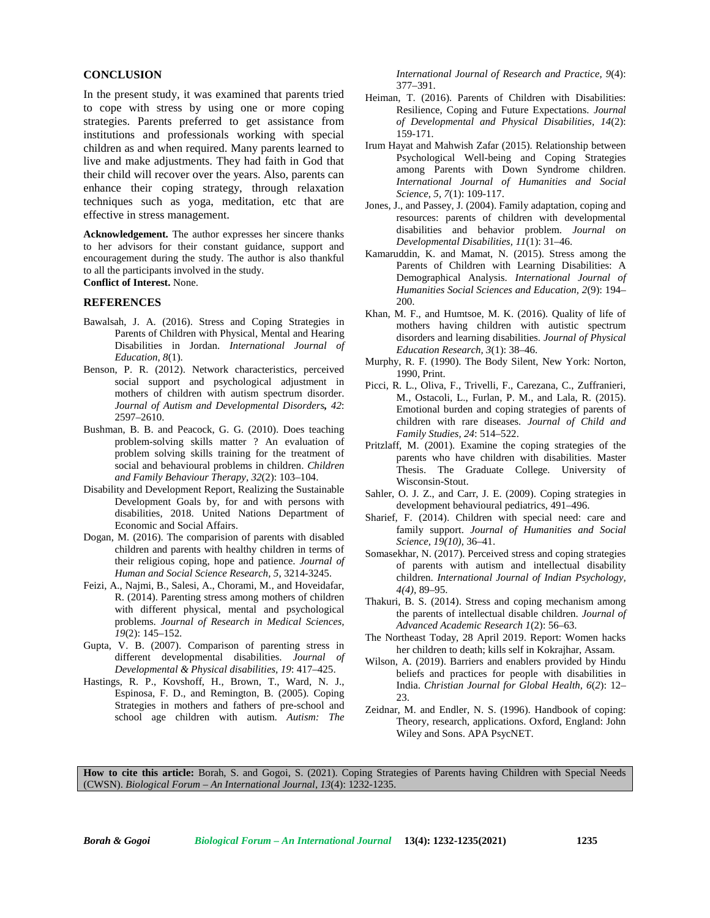## CONCLUSION

In the present study, it was examined that parents tried to cope with stress by using one or more coping strategies. Parents preferred to get assistance from institutions and professionals working with special children as and when required. Many parents learned to live and make adjustments. They had faith in God that their child will recover over the years. Also, parents can enhance their coping strategy, through relaxation techniques such as yoga, meditation, etc that are effective in stress management.

**Acknowledgement.** The author expresses her sincere thanks to her advisors for their constant guidance, support and encouragement during the study. The author is also thankful to all the participants involved in the study.

**Conflict of Interest.** None.

## REFERENCES

Bawalsah, J. A. (2016). Stress and Coping Strategies in Parents of Children with Physical, Mental and Hearing Disabilities in Jordan. *International Journal of Education, 8*(1).

Benson, P. R. (2012). Network characteristics, perceived social support and psychological adjustment in mothers of children with autism spectrum disorder. *Journal of Autism and Developmental Disorders, 42*: 2597–2610.

Bushman, B. B. and Peacock, G. G. (2010). Does teaching problem-solving skills matter ? An evaluation of problem solving skills training for the treatment of social and behavioural problems in children. *Children and Family Behaviour Therapy, 32*(2): 103–104.

Disability and Development Report, Realizing the Sustainable Development Goals by, for and with persons with disabilities, 2018. United Nations Department of Economic and Social Affairs.

Dogan, M. (2016). The comparision of parents with disabled children and parents with healthy children in terms of their religious coping, hope and patience. *Journal of Human and Social Science Research, 5*, 3214-3245.

Feizi, A., Najmi, B., Salesi, A., Chorami, M., and Hoveidafar, R. (2014). Parenting stress among mothers of children with different physical, mental and psychological problems. *Journal of Research in Medical Sciences, 19*(2): 145–152.

Gupta, V. B. (2007). Comparison of parenting stress in different developmental disabilities. *Journal of Developmental & Physical disabilities, 19*: 417–425.

Hastings, R. P., Kovshoff, H., Brown, T., Ward, N. J., Espinosa, F. D., and Remington, B. (2005). Coping Strategies in mothers and fathers of pre-school and school age children with autism. *Autism: The International Journal of Research and Practice, 9*(4): 377–391.

Heiman, T. (2016). Parents of Children with Disabilities: Resilience, Coping and Future Expectations. *Journal of Developmental and Physical Disabilities, 14*(2): 159-171.

Irum Hayat and Mahwish Zafar (2015). Relationship between Psychological Well-being and Coping Strategies among Parents with Down Syndrome children. *International Journal of Humanities and Social Science, 5, 7*(1): 109-117.

Jones, J., and Passey, J. (2004). Family adaptation, coping and resources: parents of children with developmental disabilities and behavior problem. *Journal on Developmental Disabilities, 11*(1): 31–46.

Kamaruddin, K. and Mamat, N. (2015). Stress among the Parents of Children with Learning Disabilities: A Demographical Analysis. *International Journal of Humanities Social Sciences and Education, 2*(9): 194–200.

Khan, M. F., and Humtsoe, M. K. (2016). Quality of life of mothers having children with autistic spectrum disorders and learning disabilities. *Journal of Physical Education Research, 3*(1): 38–46.

Murphy, R. F. (1990). The Body Silent, New York: Norton, 1990, Print.

Picci, R. L., Oliva, F., Trivelli, F., Carezana, C., Zuffranieri, M., Ostacoli, L., Furlan, P. M., and Lala, R. (2015). Emotional burden and coping strategies of parents of children with rare diseases. *Journal of Child and Family Studies, 24*: 514–522.

Pritzlaff, M. (2001). Examine the coping strategies of the parents who have children with disabilities. Master Thesis. The Graduate College. University of Wisconsin-Stout.

Sahler, O. J. Z., and Carr, J. E. (2009). Coping strategies in development behavioural pediatrics, 491–496.

Sharief, F. (2014). Children with special need: care and family support. *Journal of Humanities and Social Science, 19(10)*, 36–41.

Somasekhar, N. (2017). Perceived stress and coping strategies of parents with autism and intellectual disability children. *International Journal of Indian Psychology, 4(4)*, 89–95.

Thakuri, B. S. (2014). Stress and coping mechanism among the parents of intellectual disable children. *Journal of Advanced Academic Research 1*(2): 56–63.

The Northeast Today, 28 April 2019. Report: Women hacks her children to death; kills self in Kokrajhar, Assam.

Wilson, A. (2019). Barriers and enablers provided by Hindu beliefs and practices for people with disabilities in India. *Christian Journal for Global Health, 6*(*2*): 12–23.

Zeidnar, M. and Endler, N. S. (1996). Handbook of coping: Theory, research, applications. Oxford, England: John Wiley and Sons. APA PsycNET.

**How to cite this article:** Borah, S. and Gogoi, S. (2021). Coping Strategies of Parents having Children with Special Needs (CWSN). *Biological Forum – An International Journal, 13*(4): 1232-1235.